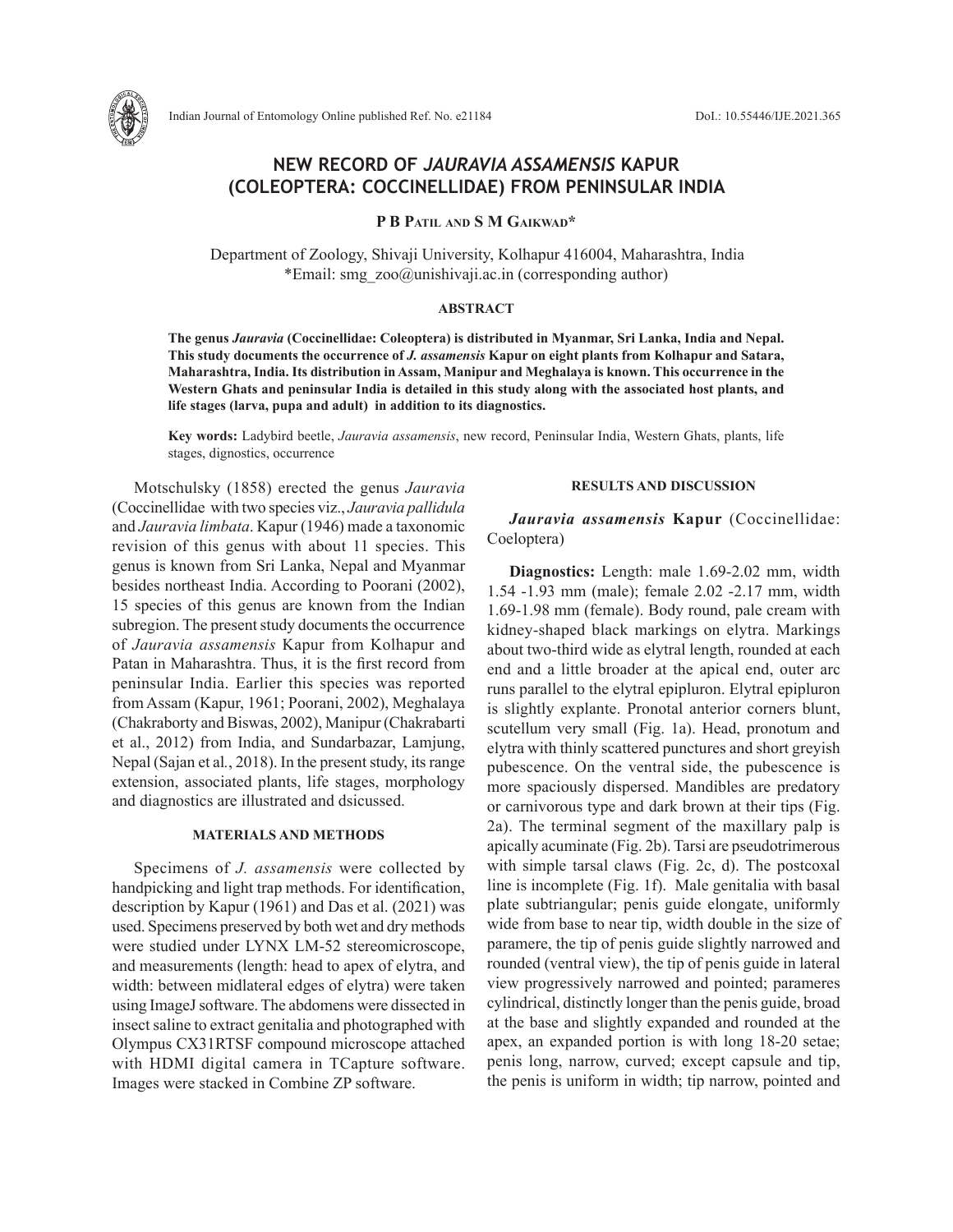# NEW RECORD OF *JAURAVIA ASSAMENSIS* KAPUR (COLEOPTERA: COCCINELLIDAE) FROM PENINSULAR INDIA

**P B Patil and S M Gaikwad***

Department of Zoology, Shivaji University, Kolhapur 416004, Maharashtra, India
*Email: smg_zoo@unishivaji.ac.in (corresponding author)

### ABSTRACT

**The genus *Jauravia* (Coccinellidae: Coleoptera) is distributed in Myanmar, Sri Lanka, India and Nepal. This study documents the occurrence of *J. assamensis* Kapur on eight plants from Kolhapur and Satara, Maharashtra, India. Its distribution in Assam, Manipur and Meghalaya is known. This occurrence in the Western Ghats and peninsular India is detailed in this study along with the associated host plants, and life stages (larva, pupa and adult) in addition to its diagnostics.**

**Key words:** Ladybird beetle, *Jauravia assamensis*, new record, Peninsular India, Western Ghats, plants, life stages, dignostics, occurrence

Motschulsky (1858) erected the genus *Jauravia* (Coccinellidae with two species viz., *Jauravia pallidula* and *Jauravia limbata*. Kapur (1946) made a taxonomic revision of this genus with about 11 species. This genus is known from Sri Lanka, Nepal and Myanmar besides northeast India. According to Poorani (2002), 15 species of this genus are known from the Indian subregion. The present study documents the occurrence of *Jauravia assamensis* Kapur from Kolhapur and Patan in Maharashtra. Thus, it is the first record from peninsular India. Earlier this species was reported from Assam (Kapur, 1961; Poorani, 2002), Meghalaya (Chakraborty and Biswas, 2002), Manipur (Chakrabarti et al., 2012) from India, and Sundarbazar, Lamjung, Nepal (Sajan et al., 2018). In the present study, its range extension, associated plants, life stages, morphology and diagnostics are illustrated and dsicussed.

### MATERIALS AND METHODS

Specimens of *J. assamensis* were collected by handpicking and light trap methods. For identification, description by Kapur (1961) and Das et al. (2021) was used. Specimens preserved by both wet and dry methods were studied under LYNX LM-52 stereomicroscope, and measurements (length: head to apex of elytra, and width: between midlateral edges of elytra) were taken using ImageJ software. The abdomens were dissected in insect saline to extract genitalia and photographed with Olympus CX31RTSF compound microscope attached with HDMI digital camera in TCapture software. Images were stacked in Combine ZP software.

### RESULTS AND DISCUSSION

***Jauravia assamensis* Kapur** (Coccinellidae: Coeloptera)

**Diagnostics:** Length: male 1.69-2.02 mm, width 1.54 -1.93 mm (male); female 2.02 -2.17 mm, width 1.69-1.98 mm (female). Body round, pale cream with kidney-shaped black markings on elytra. Markings about two-third wide as elytral length, rounded at each end and a little broader at the apical end, outer arc runs parallel to the elytral epipluron. Elytral epipluron is slightly explante. Pronotal anterior corners blunt, scutellum very small (Fig. 1a). Head, pronotum and elytra with thinly scattered punctures and short greyish pubescence. On the ventral side, the pubescence is more spaciously dispersed. Mandibles are predatory or carnivorous type and dark brown at their tips (Fig. 2a). The terminal segment of the maxillary palp is apically acuminate (Fig. 2b). Tarsi are pseudotrimerous with simple tarsal claws (Fig. 2c, d). The postcoxal line is incomplete (Fig. 1f). Male genitalia with basal plate subtriangular; penis guide elongate, uniformly wide from base to near tip, width double in the size of paramere, the tip of penis guide slightly narrowed and rounded (ventral view), the tip of penis guide in lateral view progressively narrowed and pointed; parameres cylindrical, distinctly longer than the penis guide, broad at the base and slightly expanded and rounded at the apex, an expanded portion is with long 18-20 setae; penis long, narrow, curved; except capsule and tip, the penis is uniform in width; tip narrow, pointed and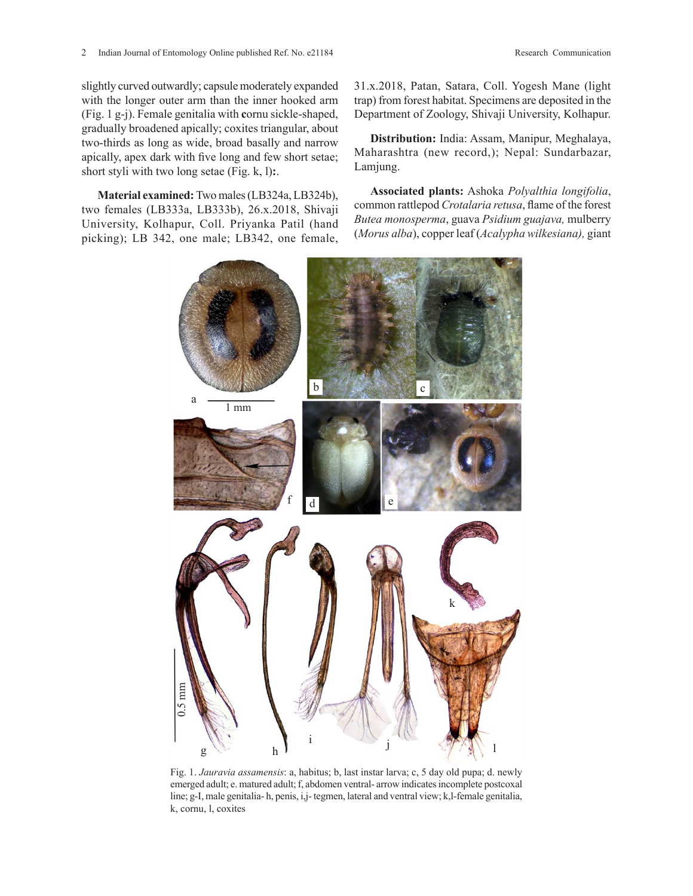slightly curved outwardly; capsule moderately expanded with the longer outer arm than the inner hooked arm (Fig. 1 g-j). Female genitalia with **c**ornu sickle-shaped, gradually broadened apically; coxites triangular, about two-thirds as long as wide, broad basally and narrow apically, apex dark with five long and few short setae; short styli with two long setae (Fig. k, l)**:**.

**Material examined:** Two males (LB324a, LB324b), two females (LB333a, LB333b), 26.x.2018, Shivaji University, Kolhapur, Coll. Priyanka Patil (hand picking); LB 342, one male; LB342, one female, 31.x.2018, Patan, Satara, Coll. Yogesh Mane (light trap) from forest habitat. Specimens are deposited in the Department of Zoology, Shivaji University, Kolhapur.

**Distribution:** India: Assam, Manipur, Meghalaya, Maharashtra (new record,); Nepal: Sundarbazar, Lamjung.

**Associated plants:** Ashoka *Polyalthia longifolia*, common rattlepod *Crotalaria retusa*, flame of the forest *Butea monosperma*, guava *Psidium guajava,* mulberry (*Morus alba*), copper leaf (*Acalypha wilkesiana),* giant

Fig. 1. *Jauravia assamensis*: a, habitus; b, last instar larva; c, 5 day old pupa; d. newly emerged adult; e. matured adult; f, abdomen ventral- arrow indicates incomplete postcoxal line; g-I, male genitalia- h, penis, i,j- tegmen, lateral and ventral view; k,l-female genitalia, k, cornu, l, coxites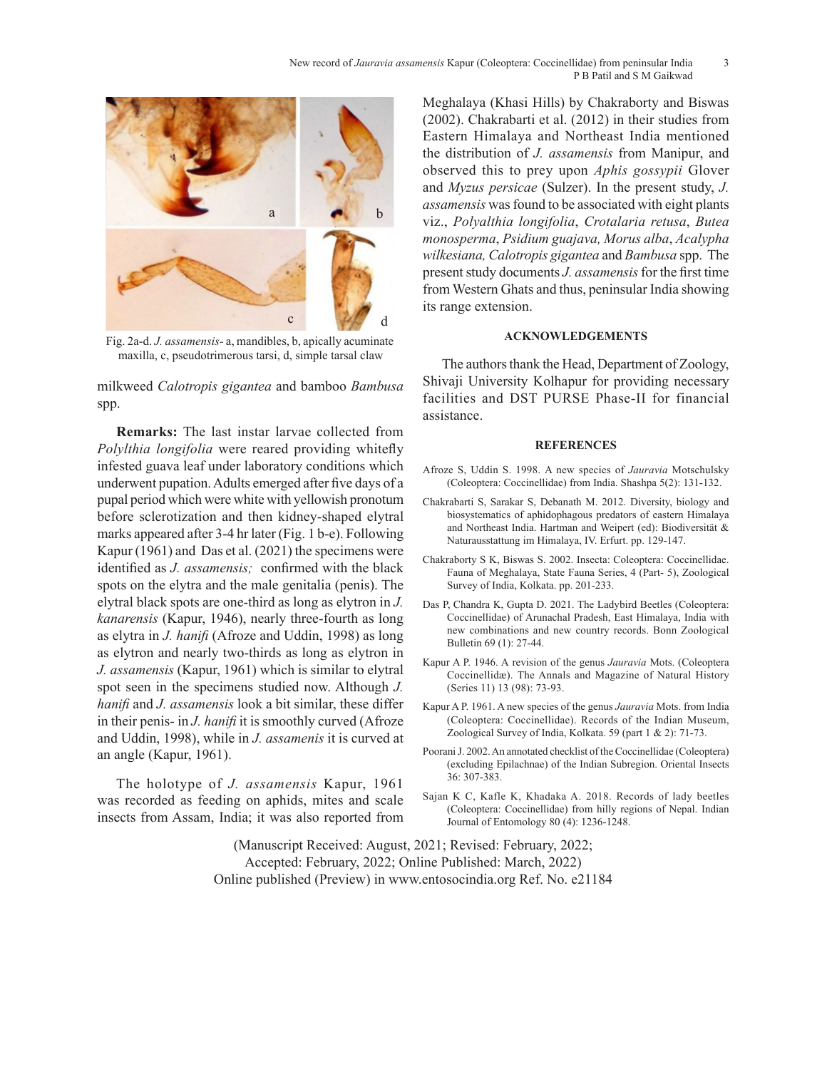Fig. 2a-d. *J. assamensis*- a, mandibles, b, apically acuminate maxilla, c, pseudotrimerous tarsi, d, simple tarsal claw

milkweed *Calotropis gigantea* and bamboo *Bambusa* spp.

**Remarks:** The last instar larvae collected from *Polylthia longifolia* were reared providing whitefly infested guava leaf under laboratory conditions which underwent pupation. Adults emerged after five days of a pupal period which were white with yellowish pronotum before sclerotization and then kidney-shaped elytral marks appeared after 3-4 hr later (Fig. 1 b-e). Following Kapur (1961) and Das et al. (2021) the specimens were identified as *J. assamensis;* confirmed with the black spots on the elytra and the male genitalia (penis). The elytral black spots are one-third as long as elytron in *J. kanarensis* (Kapur, 1946), nearly three-fourth as long as elytra in *J. hanifi* (Afroze and Uddin, 1998) as long as elytron and nearly two-thirds as long as elytron in *J. assamensis* (Kapur, 1961) which is similar to elytral spot seen in the specimens studied now. Although *J. hanifi* and *J. assamensis* look a bit similar, these differ in their penis- in *J. hanifi* it is smoothly curved (Afroze and Uddin, 1998), while in *J. assamenis* it is curved at an angle (Kapur, 1961).

The holotype of *J. assamensis* Kapur, 1961 was recorded as feeding on aphids, mites and scale insects from Assam, India; it was also reported from Meghalaya (Khasi Hills) by Chakraborty and Biswas (2002). Chakrabarti et al. (2012) in their studies from Eastern Himalaya and Northeast India mentioned the distribution of *J. assamensis* from Manipur, and observed this to prey upon *Aphis gossypii* Glover and *Myzus persicae* (Sulzer). In the present study, *J. assamensis* was found to be associated with eight plants viz., *Polyalthia longifolia*, *Crotalaria retusa*, *Butea monosperma*, *Psidium guajava, Morus alba*, *Acalypha wilkesiana, Calotropis gigantea* and *Bambusa* spp. The present study documents *J. assamensis* for the first time from Western Ghats and thus, peninsular India showing its range extension.

## ACKNOWLEDGEMENTS

The authors thank the Head, Department of Zoology, Shivaji University Kolhapur for providing necessary facilities and DST PURSE Phase-II for financial assistance.

## REFERENCES

Afroze S, Uddin S. 1998. A new species of *Jauravia* Motschulsky (Coleoptera: Coccinellidae) from India. Shashpa 5(2): 131-132.

Chakrabarti S, Sarakar S, Debanath M. 2012. Diversity, biology and biosystematics of aphidophagous predators of eastern Himalaya and Northeast India. Hartman and Weipert (ed): Biodiversität & Naturausstattung im Himalaya, IV. Erfurt. pp. 129-147.

Chakraborty S K, Biswas S. 2002. Insecta: Coleoptera: Coccinellidae. Fauna of Meghalaya, State Fauna Series, 4 (Part- 5), Zoological Survey of India, Kolkata. pp. 201-233.

Das P, Chandra K, Gupta D. 2021. The Ladybird Beetles (Coleoptera: Coccinellidae) of Arunachal Pradesh, East Himalaya, India with new combinations and new country records. Bonn Zoological Bulletin 69 (1): 27-44.

Kapur A P. 1946. A revision of the genus *Jauravia* Mots. (Coleoptera Coccinellidæ). The Annals and Magazine of Natural History (Series 11) 13 (98): 73-93.

Kapur A P. 1961. A new species of the genus *Jauravia* Mots. from India (Coleoptera: Coccinellidae). Records of the Indian Museum, Zoological Survey of India, Kolkata. 59 (part 1 & 2): 71-73.

Poorani J. 2002. An annotated checklist of the Coccinellidae (Coleoptera) (excluding Epilachnae) of the Indian Subregion. Oriental Insects 36: 307-383.

Sajan K C, Kafle K, Khadaka A. 2018. Records of lady beetles (Coleoptera: Coccinellidae) from hilly regions of Nepal. Indian Journal of Entomology 80 (4): 1236-1248.

(Manuscript Received: August, 2021; Revised: February, 2022;
Accepted: February, 2022; Online Published: March, 2022)
Online published (Preview) in www.entosocindia.org Ref. No. e21184